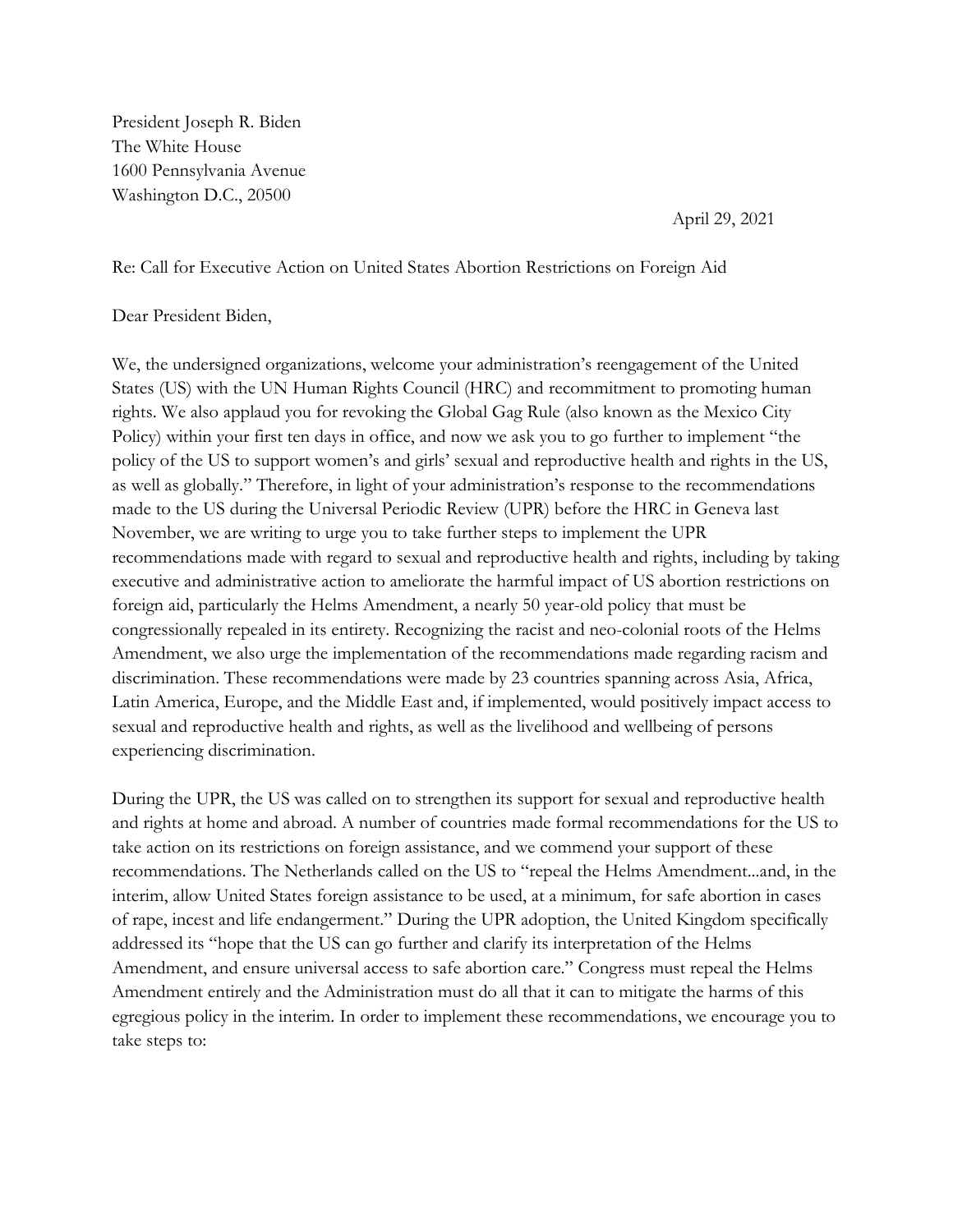President Joseph R. Biden
The White House
1600 Pennsylvania Avenue
Washington D.C., 20500

April 29, 2021

Re: Call for Executive Action on United States Abortion Restrictions on Foreign Aid

Dear President Biden,

We, the undersigned organizations, welcome your administration's reengagement of the United States (US) with the UN Human Rights Council (HRC) and recommitment to promoting human rights. We also applaud you for revoking the Global Gag Rule (also known as the Mexico City Policy) within your first ten days in office, and now we ask you to go further to implement "the policy of the US to support women's and girls' sexual and reproductive health and rights in the US, as well as globally." Therefore, in light of your administration's response to the recommendations made to the US during the Universal Periodic Review (UPR) before the HRC in Geneva last November, we are writing to urge you to take further steps to implement the UPR recommendations made with regard to sexual and reproductive health and rights, including by taking executive and administrative action to ameliorate the harmful impact of US abortion restrictions on foreign aid, particularly the Helms Amendment, a nearly 50 year-old policy that must be congressionally repealed in its entirety. Recognizing the racist and neo-colonial roots of the Helms Amendment, we also urge the implementation of the recommendations made regarding racism and discrimination. These recommendations were made by 23 countries spanning across Asia, Africa, Latin America, Europe, and the Middle East and, if implemented, would positively impact access to sexual and reproductive health and rights, as well as the livelihood and wellbeing of persons experiencing discrimination.

During the UPR, the US was called on to strengthen its support for sexual and reproductive health and rights at home and abroad. A number of countries made formal recommendations for the US to take action on its restrictions on foreign assistance, and we commend your support of these recommendations. The Netherlands called on the US to "repeal the Helms Amendment...and, in the interim, allow United States foreign assistance to be used, at a minimum, for safe abortion in cases of rape, incest and life endangerment." During the UPR adoption, the United Kingdom specifically addressed its "hope that the US can go further and clarify its interpretation of the Helms Amendment, and ensure universal access to safe abortion care." Congress must repeal the Helms Amendment entirely and the Administration must do all that it can to mitigate the harms of this egregious policy in the interim. In order to implement these recommendations, we encourage you to take steps to: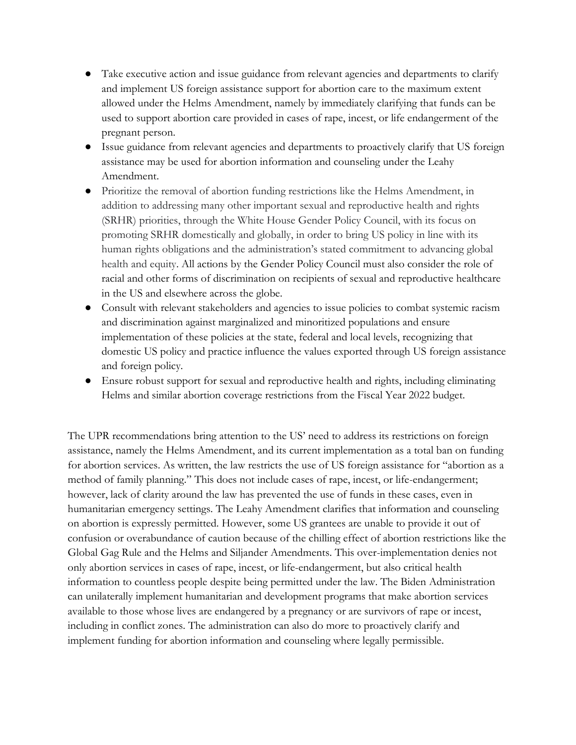- Take executive action and issue guidance from relevant agencies and departments to clarify and implement US foreign assistance support for abortion care to the maximum extent allowed under the Helms Amendment, namely by immediately clarifying that funds can be used to support abortion care provided in cases of rape, incest, or life endangerment of the pregnant person.
- Issue guidance from relevant agencies and departments to proactively clarify that US foreign assistance may be used for abortion information and counseling under the Leahy Amendment.
- Prioritize the removal of abortion funding restrictions like the Helms Amendment, in addition to addressing many other important sexual and reproductive health and rights (SRHR) priorities, through the White House Gender Policy Council, with its focus on promoting SRHR domestically and globally, in order to bring US policy in line with its human rights obligations and the administration's stated commitment to advancing global health and equity. All actions by the Gender Policy Council must also consider the role of racial and other forms of discrimination on recipients of sexual and reproductive healthcare in the US and elsewhere across the globe.
- Consult with relevant stakeholders and agencies to issue policies to combat systemic racism and discrimination against marginalized and minoritized populations and ensure implementation of these policies at the state, federal and local levels, recognizing that domestic US policy and practice influence the values exported through US foreign assistance and foreign policy.
- Ensure robust support for sexual and reproductive health and rights, including eliminating Helms and similar abortion coverage restrictions from the Fiscal Year 2022 budget.

The UPR recommendations bring attention to the US' need to address its restrictions on foreign assistance, namely the Helms Amendment, and its current implementation as a total ban on funding for abortion services. As written, the law restricts the use of US foreign assistance for "abortion as a method of family planning." This does not include cases of rape, incest, or life-endangerment; however, lack of clarity around the law has prevented the use of funds in these cases, even in humanitarian emergency settings. The Leahy Amendment clarifies that information and counseling on abortion is expressly permitted. However, some US grantees are unable to provide it out of confusion or overabundance of caution because of the chilling effect of abortion restrictions like the Global Gag Rule and the Helms and Siljander Amendments. This over-implementation denies not only abortion services in cases of rape, incest, or life-endangerment, but also critical health information to countless people despite being permitted under the law. The Biden Administration can unilaterally implement humanitarian and development programs that make abortion services available to those whose lives are endangered by a pregnancy or are survivors of rape or incest, including in conflict zones. The administration can also do more to proactively clarify and implement funding for abortion information and counseling where legally permissible.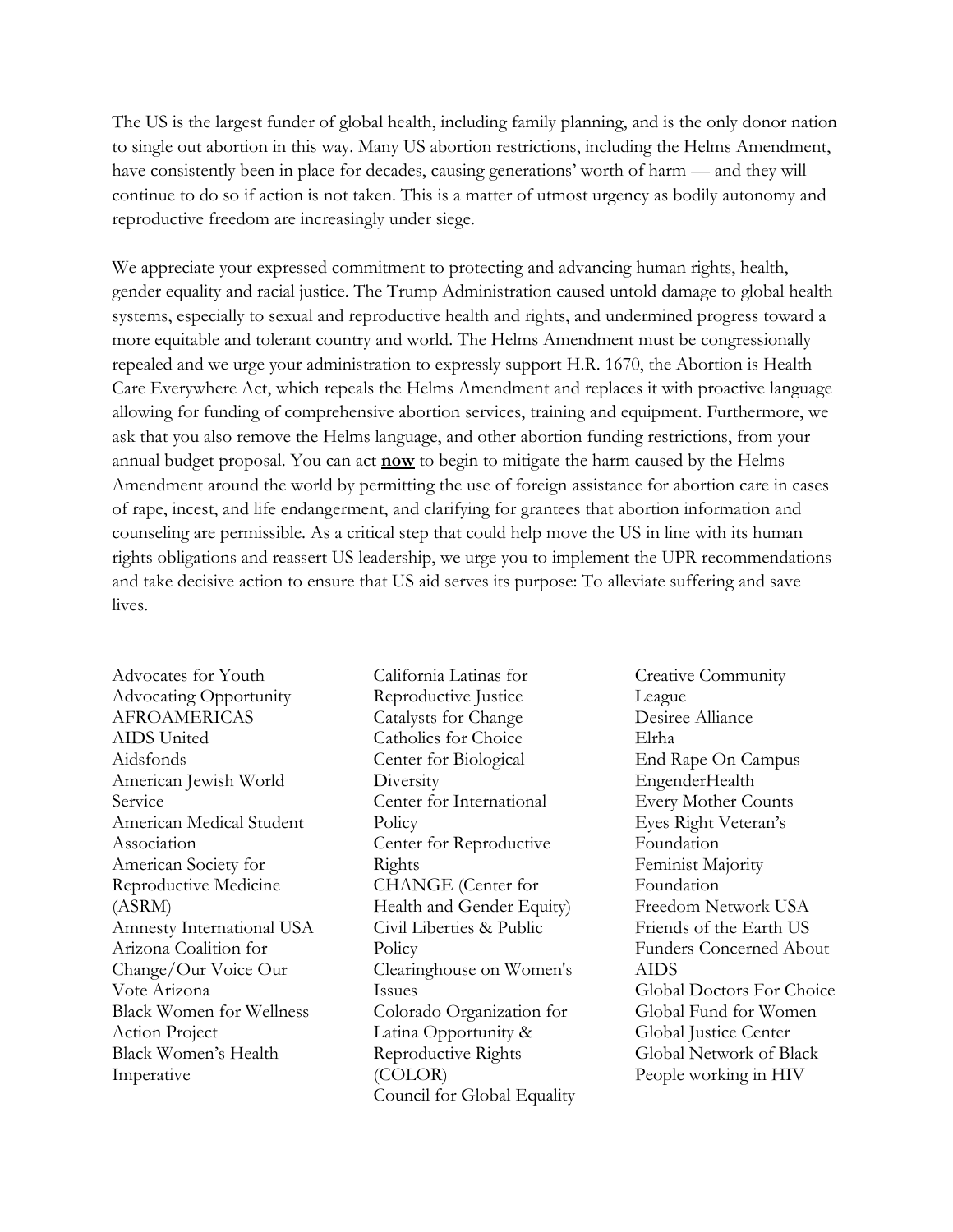The US is the largest funder of global health, including family planning, and is the only donor nation to single out abortion in this way. Many US abortion restrictions, including the Helms Amendment, have consistently been in place for decades, causing generations' worth of harm — and they will continue to do so if action is not taken. This is a matter of utmost urgency as bodily autonomy and reproductive freedom are increasingly under siege.

We appreciate your expressed commitment to protecting and advancing human rights, health, gender equality and racial justice. The Trump Administration caused untold damage to global health systems, especially to sexual and reproductive health and rights, and undermined progress toward a more equitable and tolerant country and world. The Helms Amendment must be congressionally repealed and we urge your administration to expressly support H.R. 1670, the Abortion is Health Care Everywhere Act, which repeals the Helms Amendment and replaces it with proactive language allowing for funding of comprehensive abortion services, training and equipment. Furthermore, we ask that you also remove the Helms language, and other abortion funding restrictions, from your annual budget proposal. You can act **now** to begin to mitigate the harm caused by the Helms Amendment around the world by permitting the use of foreign assistance for abortion care in cases of rape, incest, and life endangerment, and clarifying for grantees that abortion information and counseling are permissible. As a critical step that could help move the US in line with its human rights obligations and reassert US leadership, we urge you to implement the UPR recommendations and take decisive action to ensure that US aid serves its purpose: To alleviate suffering and save lives.

Advocates for Youth
Advocating Opportunity
AFROAMERICAS
AIDS United
Aidsfonds
American Jewish World Service
American Medical Student Association
American Society for Reproductive Medicine (ASRM)
Amnesty International USA
Arizona Coalition for Change/Our Voice Our Vote Arizona
Black Women for Wellness Action Project
Black Women's Health Imperative
California Latinas for Reproductive Justice
Catalysts for Change
Catholics for Choice
Center for Biological Diversity
Center for International Policy
Center for Reproductive Rights
CHANGE (Center for Health and Gender Equity)
Civil Liberties & Public Policy
Clearinghouse on Women's Issues
Colorado Organization for Latina Opportunity & Reproductive Rights (COLOR)
Council for Global Equality
Creative Community League
Desiree Alliance
Elrha
End Rape On Campus
EngenderHealth
Every Mother Counts
Eyes Right Veteran's Foundation
Feminist Majority Foundation
Freedom Network USA
Friends of the Earth US
Funders Concerned About AIDS
Global Doctors For Choice
Global Fund for Women
Global Justice Center
Global Network of Black People working in HIV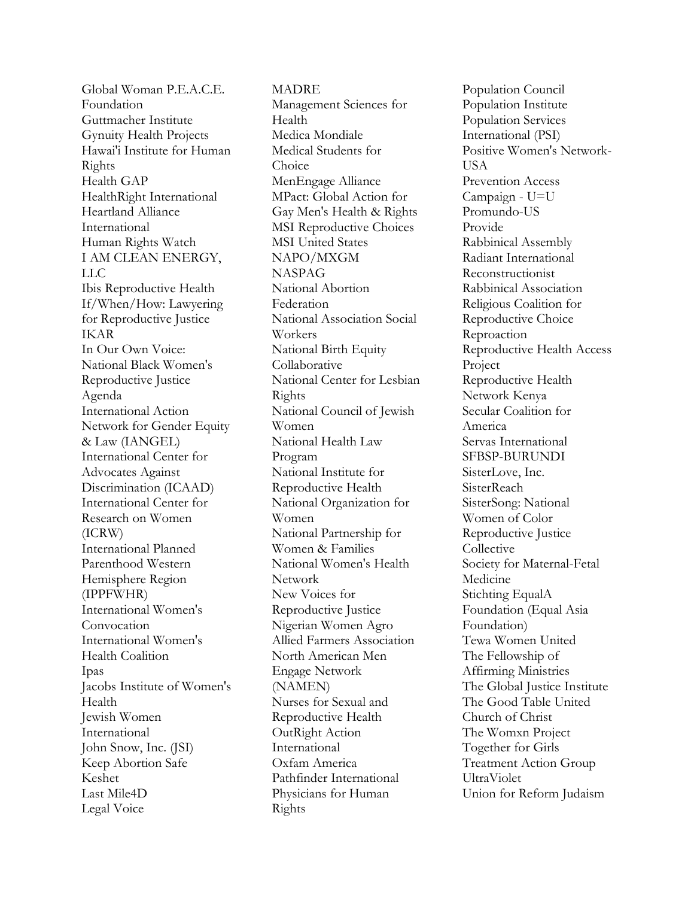Global Woman P.E.A.C.E. Foundation
Guttmacher Institute
Gynuity Health Projects
Hawai'i Institute for Human Rights
Health GAP
HealthRight International
Heartland Alliance International
Human Rights Watch
I AM CLEAN ENERGY, LLC
Ibis Reproductive Health
If/When/How: Lawyering for Reproductive Justice
IKAR
In Our Own Voice: National Black Women's Reproductive Justice Agenda
International Action Network for Gender Equity & Law (IANGEL)
International Center for Advocates Against Discrimination (ICAAD)
International Center for Research on Women (ICRW)
International Planned Parenthood Western Hemisphere Region (IPPFWHR)
International Women's Convocation
International Women's Health Coalition
Ipas
Jacobs Institute of Women's Health
Jewish Women International
John Snow, Inc. (JSI)
Keep Abortion Safe
Keshet
Last Mile4D
Legal Voice
MADRE
Management Sciences for Health
Medica Mondiale
Medical Students for Choice
MenEngage Alliance
MPact: Global Action for Gay Men's Health & Rights
MSI Reproductive Choices
MSI United States
NAPO/MXGM
NASPAG
National Abortion Federation
National Association Social Workers
National Birth Equity Collaborative
National Center for Lesbian Rights
National Council of Jewish Women
National Health Law Program
National Institute for Reproductive Health
National Organization for Women
National Partnership for Women & Families
National Women's Health Network
New Voices for Reproductive Justice
Nigerian Women Agro Allied Farmers Association
North American Men Engage Network (NAMEN)
Nurses for Sexual and Reproductive Health
OutRight Action International
Oxfam America
Pathfinder International
Physicians for Human Rights
Population Council
Population Institute
Population Services International (PSI)
Positive Women's Network-USA
Prevention Access Campaign - U=U
Promundo-US
Provide
Rabbinical Assembly
Radiant International
Reconstructionist Rabbinical Association
Religious Coalition for Reproductive Choice
Reproaction
Reproductive Health Access Project
Reproductive Health Network Kenya
Secular Coalition for America
Servas International
SFBSP-BURUNDI
SisterLove, Inc.
SisterReach
SisterSong: National Women of Color Reproductive Justice Collective
Society for Maternal-Fetal Medicine
Stichting EqualA Foundation (Equal Asia Foundation)
Tewa Women United
The Fellowship of Affirming Ministries
The Global Justice Institute
The Good Table United Church of Christ
The Womxn Project
Together for Girls
Treatment Action Group
UltraViolet
Union for Reform Judaism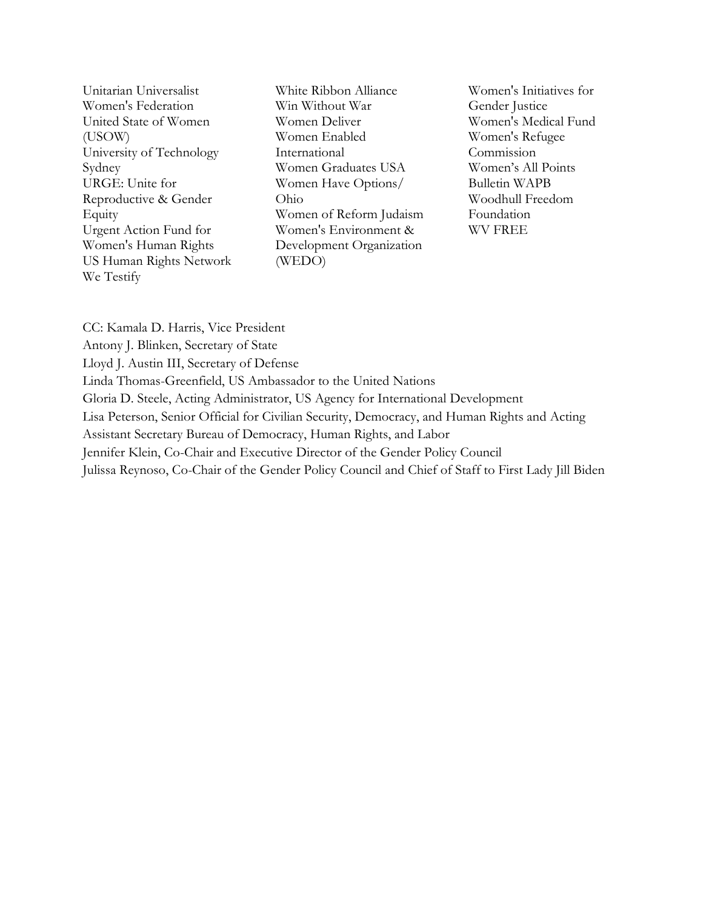Unitarian Universalist Women's Federation
United State of Women (USOW)
University of Technology Sydney
URGE: Unite for Reproductive & Gender Equity
Urgent Action Fund for Women's Human Rights
US Human Rights Network
We Testify
White Ribbon Alliance
Win Without War
Women Deliver
Women Enabled International
Women Graduates USA
Women Have Options/ Ohio
Women of Reform Judaism
Women's Environment & Development Organization (WEDO)
Women's Initiatives for Gender Justice
Women's Medical Fund
Women's Refugee Commission
Women's All Points Bulletin WAPB
Woodhull Freedom Foundation
WV FREE

CC: Kamala D. Harris, Vice President
Antony J. Blinken, Secretary of State
Lloyd J. Austin III, Secretary of Defense
Linda Thomas-Greenfield, US Ambassador to the United Nations
Gloria D. Steele, Acting Administrator, US Agency for International Development
Lisa Peterson, Senior Official for Civilian Security, Democracy, and Human Rights and Acting Assistant Secretary Bureau of Democracy, Human Rights, and Labor
Jennifer Klein, Co-Chair and Executive Director of the Gender Policy Council
Julissa Reynoso, Co-Chair of the Gender Policy Council and Chief of Staff to First Lady Jill Biden